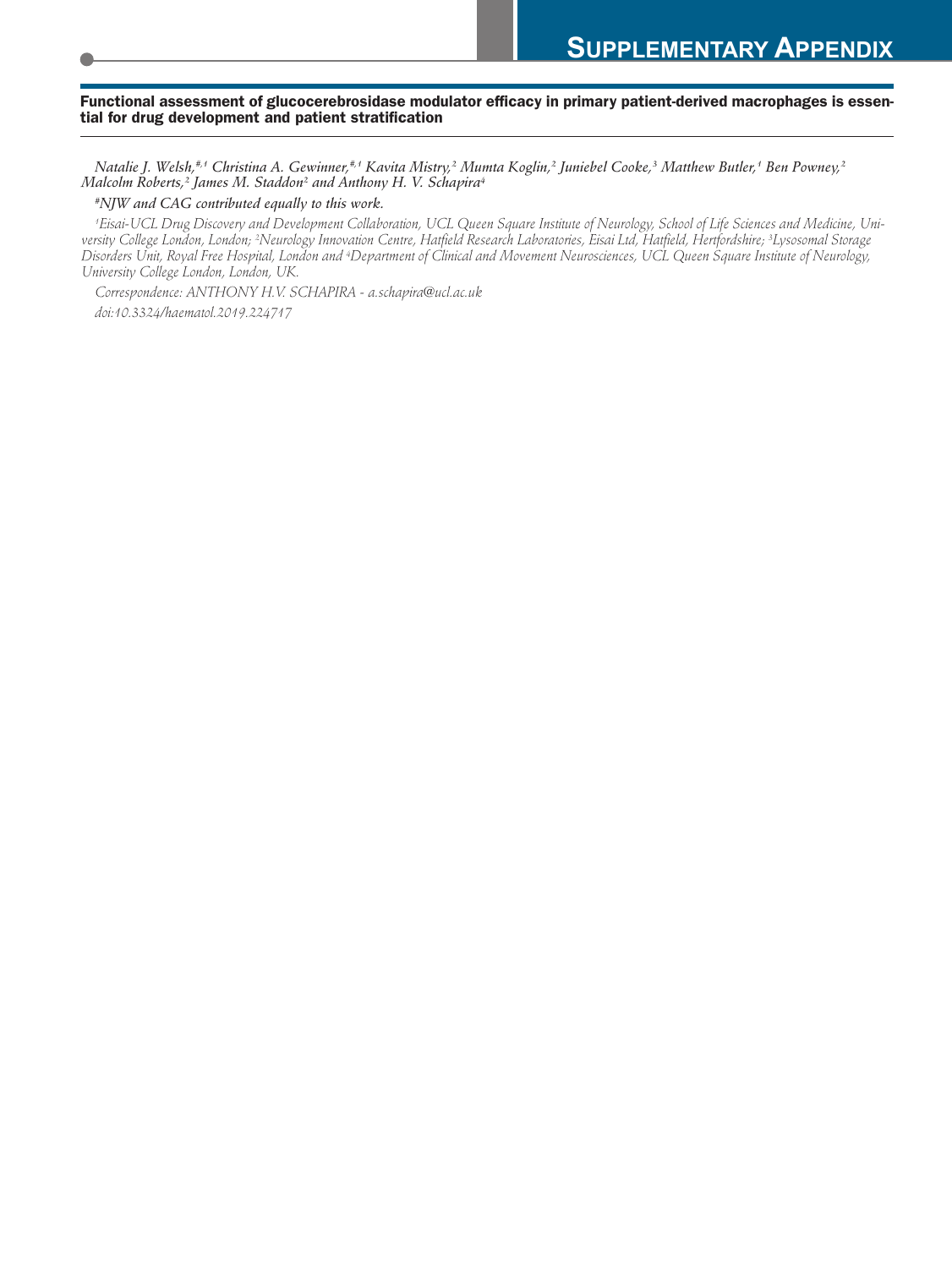# SUPPLEMENTARY APPENDIX

## Functional assessment of glucocerebrosidase modulator efficacy in primary patient-derived macrophages is essential for drug development and patient stratification

*Natalie J. Welsh,[#,1] Christina A. Gewinner,[#,1] Kavita Mistry,[2] Mumta Koglin,[2] Juniebel Cooke,[3] Matthew Butler,[1] Ben Powney,[2] Malcolm Roberts,[2] James M. Staddon[2] and Anthony H. V. Schapira[4]*

*[#]NJW and CAG contributed equally to this work.*

*[1]Eisai-UCL Drug Discovery and Development Collaboration, UCL Queen Square Institute of Neurology, School of Life Sciences and Medicine, University College London, London; [2]Neurology Innovation Centre, Hatfield Research Laboratories, Eisai Ltd, Hatfield, Hertfordshire; [3]Lysosomal Storage Disorders Unit, Royal Free Hospital, London and [4]Department of Clinical and Movement Neurosciences, UCL Queen Square Institute of Neurology, University College London, London, UK.*

*Correspondence: ANTHONY H.V. SCHAPIRA - a.schapira@ucl.ac.uk*

*doi:10.3324/haematol.2019.224717*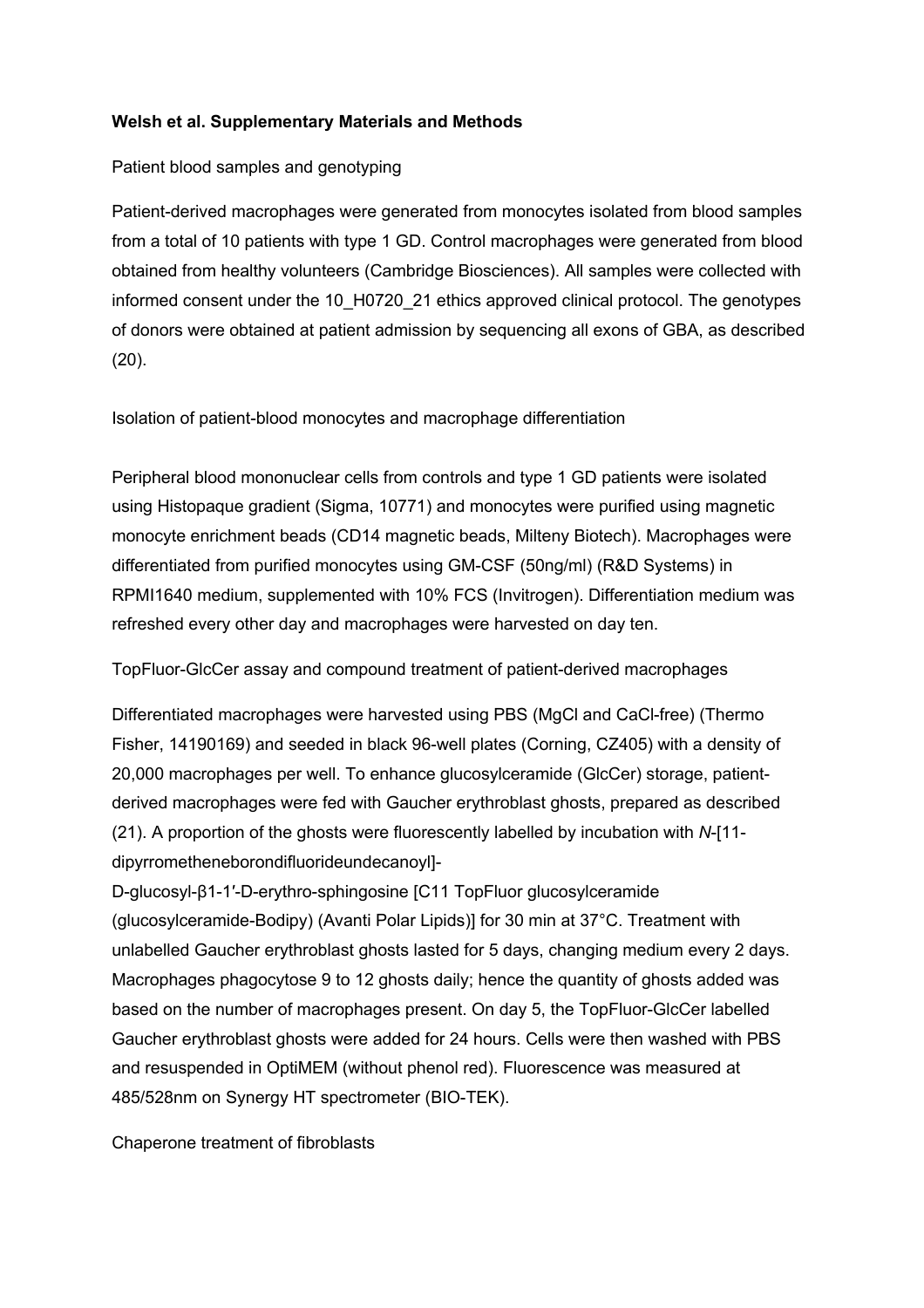**Welsh et al. Supplementary Materials and Methods**

Patient blood samples and genotyping

Patient-derived macrophages were generated from monocytes isolated from blood samples from a total of 10 patients with type 1 GD. Control macrophages were generated from blood obtained from healthy volunteers (Cambridge Biosciences). All samples were collected with informed consent under the 10_H0720_21 ethics approved clinical protocol. The genotypes of donors were obtained at patient admission by sequencing all exons of GBA, as described (20).

Isolation of patient-blood monocytes and macrophage differentiation

Peripheral blood mononuclear cells from controls and type 1 GD patients were isolated using Histopaque gradient (Sigma, 10771) and monocytes were purified using magnetic monocyte enrichment beads (CD14 magnetic beads, Milteny Biotech). Macrophages were differentiated from purified monocytes using GM-CSF (50ng/ml) (R&D Systems) in RPMI1640 medium, supplemented with 10% FCS (Invitrogen). Differentiation medium was refreshed every other day and macrophages were harvested on day ten.

TopFluor-GlcCer assay and compound treatment of patient-derived macrophages

Differentiated macrophages were harvested using PBS (MgCl and CaCl-free) (Thermo Fisher, 14190169) and seeded in black 96-well plates (Corning, CZ405) with a density of 20,000 macrophages per well. To enhance glucosylceramide (GlcCer) storage, patient-derived macrophages were fed with Gaucher erythroblast ghosts, prepared as described (21). A proportion of the ghosts were fluorescently labelled by incubation with *N*-[11-dipyrrometheneborondifluorideundecanoyl]-D-glucosyl-β1-1′-D-erythro-sphingosine [C11 TopFluor glucosylceramide (glucosylceramide-Bodipy) (Avanti Polar Lipids)] for 30 min at 37°C. Treatment with unlabelled Gaucher erythroblast ghosts lasted for 5 days, changing medium every 2 days. Macrophages phagocytose 9 to 12 ghosts daily; hence the quantity of ghosts added was based on the number of macrophages present. On day 5, the TopFluor-GlcCer labelled Gaucher erythroblast ghosts were added for 24 hours. Cells were then washed with PBS and resuspended in OptiMEM (without phenol red). Fluorescence was measured at 485/528nm on Synergy HT spectrometer (BIO-TEK).

Chaperone treatment of fibroblasts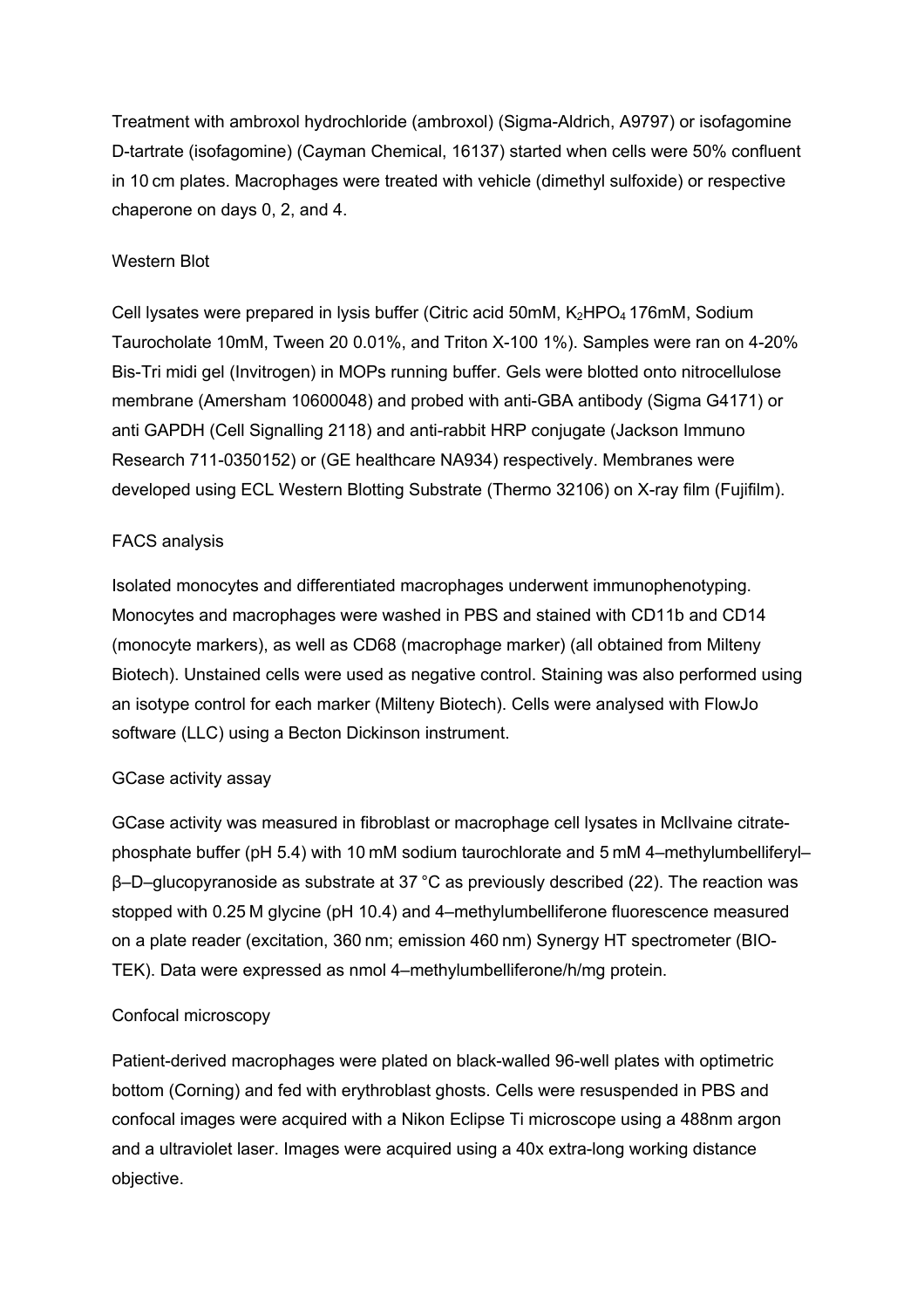Treatment with ambroxol hydrochloride (ambroxol) (Sigma-Aldrich, A9797) or isofagomine D-tartrate (isofagomine) (Cayman Chemical, 16137) started when cells were 50% confluent in 10 cm plates. Macrophages were treated with vehicle (dimethyl sulfoxide) or respective chaperone on days 0, 2, and 4.

### Western Blot

Cell lysates were prepared in lysis buffer (Citric acid 50mM, $K_2HPO_4$ 176mM, Sodium Taurocholate 10mM, Tween 20 0.01%, and Triton X-100 1%). Samples were ran on 4-20% Bis-Tri midi gel (Invitrogen) in MOPs running buffer. Gels were blotted onto nitrocellulose membrane (Amersham 10600048) and probed with anti-GBA antibody (Sigma G4171) or anti GAPDH (Cell Signalling 2118) and anti-rabbit HRP conjugate (Jackson Immuno Research 711-0350152) or (GE healthcare NA934) respectively. Membranes were developed using ECL Western Blotting Substrate (Thermo 32106) on X-ray film (Fujifilm).

### FACS analysis

Isolated monocytes and differentiated macrophages underwent immunophenotyping. Monocytes and macrophages were washed in PBS and stained with CD11b and CD14 (monocyte markers), as well as CD68 (macrophage marker) (all obtained from Milteny Biotech). Unstained cells were used as negative control. Staining was also performed using an isotype control for each marker (Milteny Biotech). Cells were analysed with FlowJo software (LLC) using a Becton Dickinson instrument.

### GCase activity assay

GCase activity was measured in fibroblast or macrophage cell lysates in McIlvaine citrate-phosphate buffer (pH 5.4) with 10 mM sodium taurochlorate and 5 mM 4–methylumbelliferyl–β–D–glucopyranoside as substrate at 37 °C as previously described (22). The reaction was stopped with 0.25 M glycine (pH 10.4) and 4–methylumbelliferone fluorescence measured on a plate reader (excitation, 360 nm; emission 460 nm) Synergy HT spectrometer (BIO-TEK). Data were expressed as nmol 4–methylumbelliferone/h/mg protein.

### Confocal microscopy

Patient-derived macrophages were plated on black-walled 96-well plates with optimetric bottom (Corning) and fed with erythroblast ghosts. Cells were resuspended in PBS and confocal images were acquired with a Nikon Eclipse Ti microscope using a 488nm argon and a ultraviolet laser. Images were acquired using a 40x extra-long working distance objective.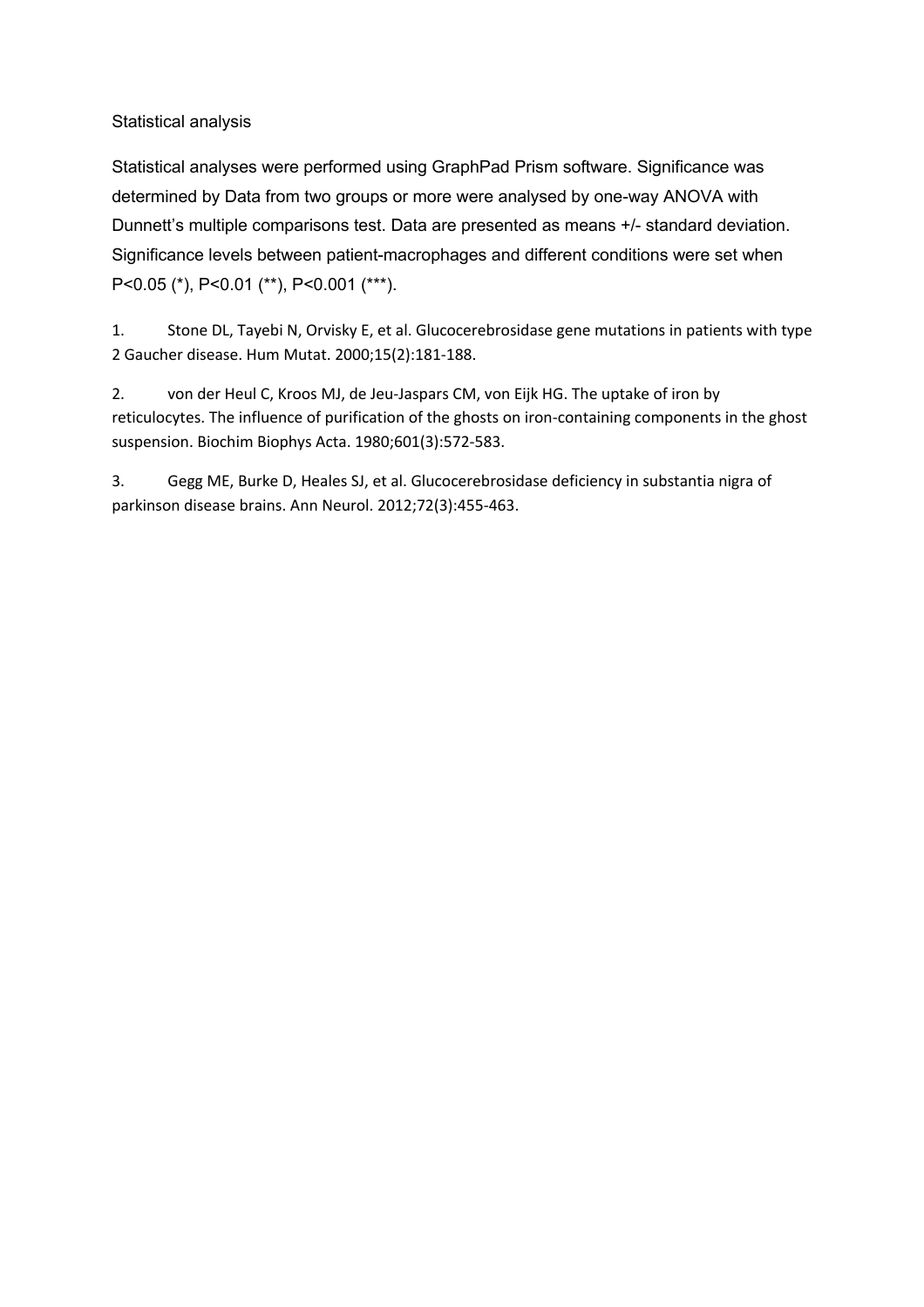Statistical analysis

Statistical analyses were performed using GraphPad Prism software. Significance was determined by Data from two groups or more were analysed by one-way ANOVA with Dunnett's multiple comparisons test. Data are presented as means +/- standard deviation. Significance levels between patient-macrophages and different conditions were set when $P<0.05$ (*), $P<0.01$ (**), $P<0.001$ (***).

1. Stone DL, Tayebi N, Orvisky E, et al. Glucocerebrosidase gene mutations in patients with type 2 Gaucher disease. Hum Mutat. 2000;15(2):181-188.

2. von der Heul C, Kroos MJ, de Jeu-Jaspars CM, von Eijk HG. The uptake of iron by reticulocytes. The influence of purification of the ghosts on iron-containing components in the ghost suspension. Biochim Biophys Acta. 1980;601(3):572-583.

3. Gegg ME, Burke D, Heales SJ, et al. Glucocerebrosidase deficiency in substantia nigra of parkinson disease brains. Ann Neurol. 2012;72(3):455-463.